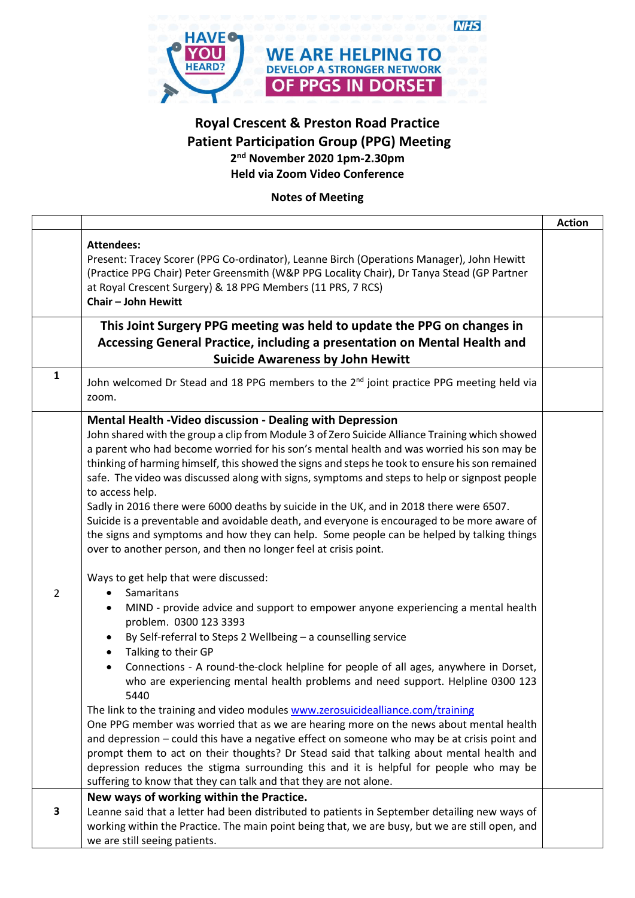HAVE YOU HEARD? WE ARE HELPING TO DEVELOP A STRONGER NETWORK OF PPGS IN DORSET

# Royal Crescent & Preston Road Practice
## Patient Participation Group (PPG) Meeting
**2nd November 2020 1pm-2.30pm**
**Held via Zoom Video Conference**

**Notes of Meeting**

| | | Action |
|---|---|---|
| | **Attendees:**<br>Present: Tracey Scorer (PPG Co-ordinator), Leanne Birch (Operations Manager), John Hewitt (Practice PPG Chair) Peter Greensmith (W&P PPG Locality Chair), Dr Tanya Stead (GP Partner at Royal Crescent Surgery) & 18 PPG Members (11 PRS, 7 RCS)<br>**Chair – John Hewitt** | |
| | **This Joint Surgery PPG meeting was held to update the PPG on changes in Accessing General Practice, including a presentation on Mental Health and Suicide Awareness by John Hewitt** | |
| **1** | John welcomed Dr Stead and 18 PPG members to the 2nd joint practice PPG meeting held via zoom. | |
| 2 | **Mental Health -Video discussion - Dealing with Depression**<br>John shared with the group a clip from Module 3 of Zero Suicide Alliance Training which showed a parent who had become worried for his son's mental health and was worried his son may be thinking of harming himself, this showed the signs and steps he took to ensure his son remained safe. The video was discussed along with signs, symptoms and steps to help or signpost people to access help.<br>Sadly in 2016 there were 6000 deaths by suicide in the UK, and in 2018 there were 6507.<br>Suicide is a preventable and avoidable death, and everyone is encouraged to be more aware of the signs and symptoms and how they can help. Some people can be helped by talking things over to another person, and then no longer feel at crisis point.<br><br>Ways to get help that were discussed:<br>• Samaritans<br>• MIND - provide advice and support to empower anyone experiencing a mental health problem. 0300 123 3393<br>• By Self-referral to Steps 2 Wellbeing – a counselling service<br>• Talking to their GP<br>• Connections - A round-the-clock helpline for people of all ages, anywhere in Dorset, who are experiencing mental health problems and need support. Helpline 0300 123 5440<br>The link to the training and video modules www.zerosuicidealliance.com/training<br>One PPG member was worried that as we are hearing more on the news about mental health and depression – could this have a negative effect on someone who may be at crisis point and prompt them to act on their thoughts? Dr Stead said that talking about mental health and depression reduces the stigma surrounding this and it is helpful for people who may be suffering to know that they can talk and that they are not alone. | |
| **3** | **New ways of working within the Practice.**<br>Leanne said that a letter had been distributed to patients in September detailing new ways of working within the Practice. The main point being that, we are busy, but we are still open, and we are still seeing patients. | |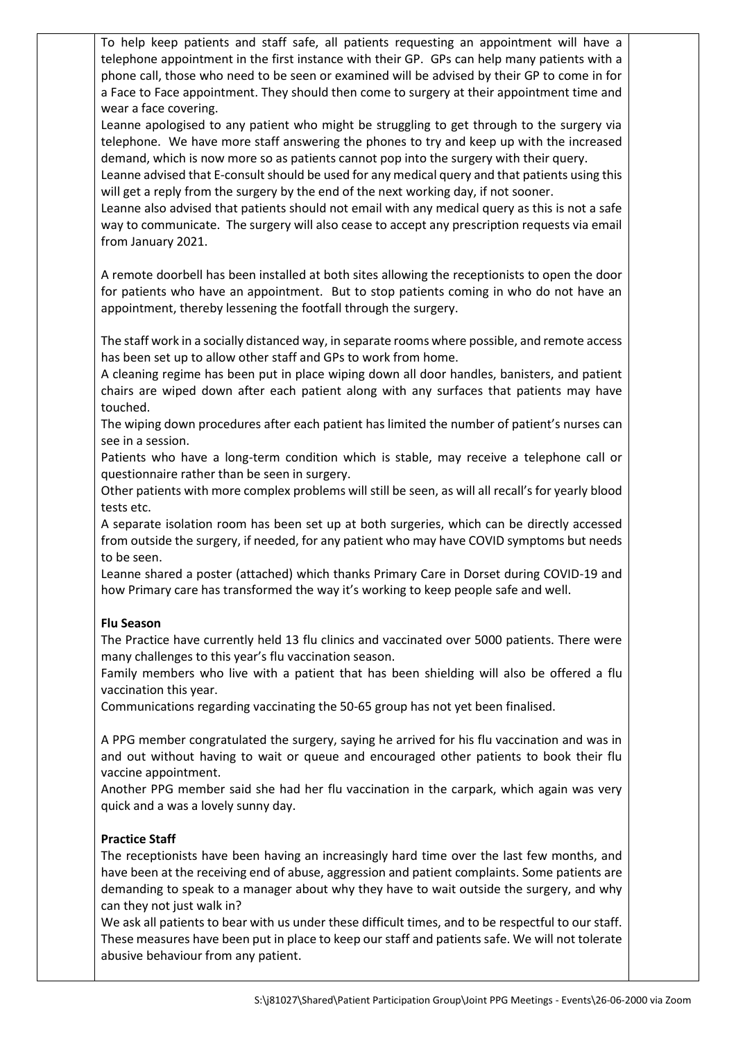To help keep patients and staff safe, all patients requesting an appointment will have a telephone appointment in the first instance with their GP. GPs can help many patients with a phone call, those who need to be seen or examined will be advised by their GP to come in for a Face to Face appointment. They should then come to surgery at their appointment time and wear a face covering.

Leanne apologised to any patient who might be struggling to get through to the surgery via telephone. We have more staff answering the phones to try and keep up with the increased demand, which is now more so as patients cannot pop into the surgery with their query.

Leanne advised that E-consult should be used for any medical query and that patients using this will get a reply from the surgery by the end of the next working day, if not sooner.

Leanne also advised that patients should not email with any medical query as this is not a safe way to communicate. The surgery will also cease to accept any prescription requests via email from January 2021.

A remote doorbell has been installed at both sites allowing the receptionists to open the door for patients who have an appointment. But to stop patients coming in who do not have an appointment, thereby lessening the footfall through the surgery.

The staff work in a socially distanced way, in separate rooms where possible, and remote access has been set up to allow other staff and GPs to work from home.

A cleaning regime has been put in place wiping down all door handles, banisters, and patient chairs are wiped down after each patient along with any surfaces that patients may have touched.

The wiping down procedures after each patient has limited the number of patient's nurses can see in a session.

Patients who have a long-term condition which is stable, may receive a telephone call or questionnaire rather than be seen in surgery.

Other patients with more complex problems will still be seen, as will all recall's for yearly blood tests etc.

A separate isolation room has been set up at both surgeries, which can be directly accessed from outside the surgery, if needed, for any patient who may have COVID symptoms but needs to be seen.

Leanne shared a poster (attached) which thanks Primary Care in Dorset during COVID-19 and how Primary care has transformed the way it's working to keep people safe and well.

**Flu Season**

The Practice have currently held 13 flu clinics and vaccinated over 5000 patients. There were many challenges to this year's flu vaccination season.

Family members who live with a patient that has been shielding will also be offered a flu vaccination this year.

Communications regarding vaccinating the 50-65 group has not yet been finalised.

A PPG member congratulated the surgery, saying he arrived for his flu vaccination and was in and out without having to wait or queue and encouraged other patients to book their flu vaccine appointment.

Another PPG member said she had her flu vaccination in the carpark, which again was very quick and a was a lovely sunny day.

**Practice Staff**

The receptionists have been having an increasingly hard time over the last few months, and have been at the receiving end of abuse, aggression and patient complaints. Some patients are demanding to speak to a manager about why they have to wait outside the surgery, and why can they not just walk in?

We ask all patients to bear with us under these difficult times, and to be respectful to our staff. These measures have been put in place to keep our staff and patients safe. We will not tolerate abusive behaviour from any patient.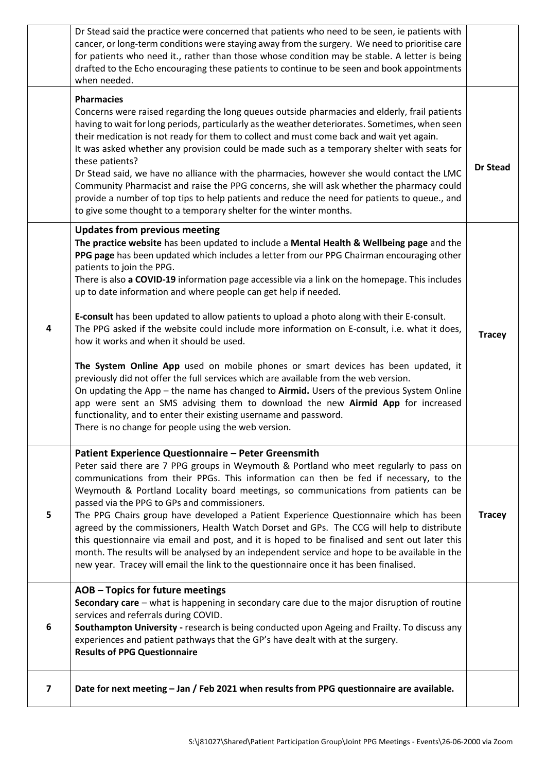| | | |
|---|---|---|
| | Dr Stead said the practice were concerned that patients who need to be seen, ie patients with cancer, or long-term conditions were staying away from the surgery. We need to prioritise care for patients who need it., rather than those whose condition may be stable. A letter is being drafted to the Echo encouraging these patients to continue to be seen and book appointments when needed. | |
| | **Pharmacies**<br>Concerns were raised regarding the long queues outside pharmacies and elderly, frail patients having to wait for long periods, particularly as the weather deteriorates. Sometimes, when seen their medication is not ready for them to collect and must come back and wait yet again.<br>It was asked whether any provision could be made such as a temporary shelter with seats for these patients?<br>Dr Stead said, we have no alliance with the pharmacies, however she would contact the LMC Community Pharmacist and raise the PPG concerns, she will ask whether the pharmacy could provide a number of top tips to help patients and reduce the need for patients to queue., and to give some thought to a temporary shelter for the winter months. | **Dr Stead** |
| **4** | **Updates from previous meeting**<br>**The practice website** has been updated to include a **Mental Health & Wellbeing page** and the **PPG page** has been updated which includes a letter from our PPG Chairman encouraging other patients to join the PPG.<br>There is also **a COVID-19** information page accessible via a link on the homepage. This includes up to date information and where people can get help if needed.<br><br>**E-consult** has been updated to allow patients to upload a photo along with their E-consult.<br>The PPG asked if the website could include more information on E-consult, i.e. what it does, how it works and when it should be used.<br><br>**The System Online App** used on mobile phones or smart devices has been updated, it previously did not offer the full services which are available from the web version.<br>On updating the App – the name has changed to **Airmid.** Users of the previous System Online app were sent an SMS advising them to download the new **Airmid App** for increased functionality, and to enter their existing username and password.<br>There is no change for people using the web version. | **Tracey** |
| **5** | **Patient Experience Questionnaire – Peter Greensmith**<br>Peter said there are 7 PPG groups in Weymouth & Portland who meet regularly to pass on communications from their PPGs. This information can then be fed if necessary, to the Weymouth & Portland Locality board meetings, so communications from patients can be passed via the PPG to GPs and commissioners.<br>The PPG Chairs group have developed a Patient Experience Questionnaire which has been agreed by the commissioners, Health Watch Dorset and GPs. The CCG will help to distribute this questionnaire via email and post, and it is hoped to be finalised and sent out later this month. The results will be analysed by an independent service and hope to be available in the new year. Tracey will email the link to the questionnaire once it has been finalised. | **Tracey** |
| **6** | **AOB – Topics for future meetings**<br>**Secondary care** – what is happening in secondary care due to the major disruption of routine services and referrals during COVID.<br>**Southampton University -** research is being conducted upon Ageing and Frailty. To discuss any experiences and patient pathways that the GP's have dealt with at the surgery.<br>**Results of PPG Questionnaire** | |
| **7** | **Date for next meeting – Jan / Feb 2021 when results from PPG questionnaire are available.** | |

S:\j81027\Shared\Patient Participation Group\Joint PPG Meetings - Events\26-06-2000 via Zoom